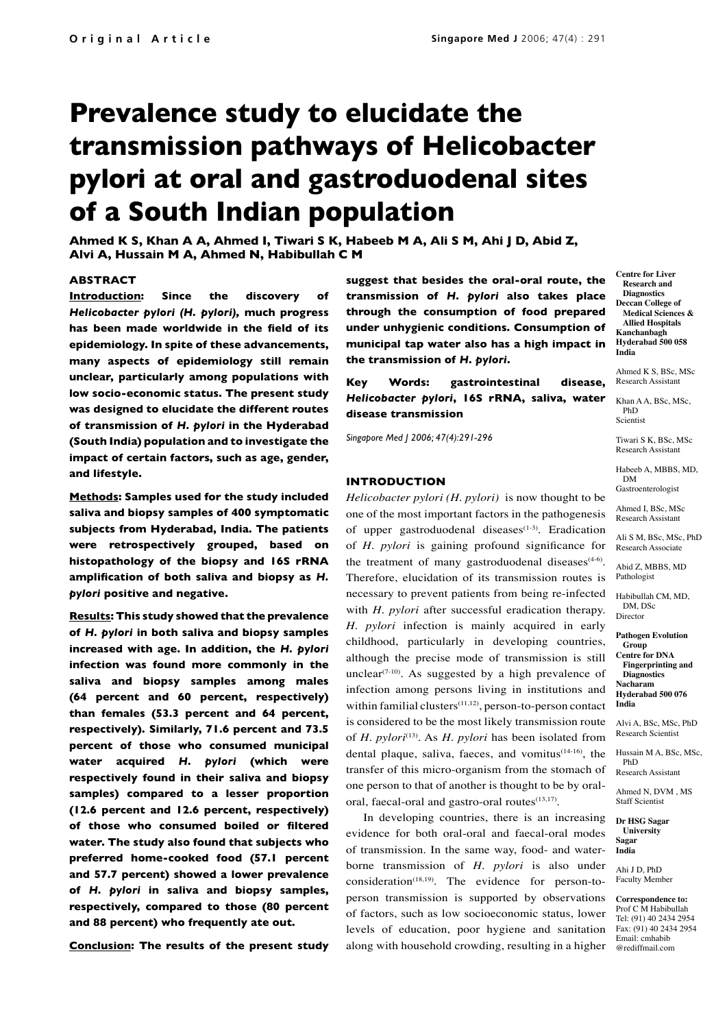Original Article

# Prevalence study to elucidate the transmission pathways of Helicobacter pylori at oral and gastroduodenal sites of a South Indian population

**Ahmed K S, Khan A A, Ahmed I, Tiwari S K, Habeeb M A, Ali S M, Ahi J D, Abid Z, Alvi A, Hussain M A, Ahmed N, Habibullah C M**

## ABSTRACT

**Introduction: Since the discovery of *Helicobacter pylori (H. pylori)*, much progress has been made worldwide in the field of its epidemiology. In spite of these advancements, many aspects of epidemiology still remain unclear, particularly among populations with low socio-economic status. The present study was designed to elucidate the different routes of transmission of *H. pylori* in the Hyderabad (South India) population and to investigate the impact of certain factors, such as age, gender, and lifestyle.**

**Methods: Samples used for the study included saliva and biopsy samples of 400 symptomatic subjects from Hyderabad, India. The patients were retrospectively grouped, based on histopathology of the biopsy and 16S rRNA amplification of both saliva and biopsy as *H. pylori* positive and negative.**

**Results: This study showed that the prevalence of *H. pylori* in both saliva and biopsy samples increased with age. In addition, the *H. pylori* infection was found more commonly in the saliva and biopsy samples among males (64 percent and 60 percent, respectively) than females (53.3 percent and 64 percent, respectively). Similarly, 71.6 percent and 73.5 percent of those who consumed municipal water acquired *H. pylori* (which were respectively found in their saliva and biopsy samples) compared to a lesser proportion (12.6 percent and 12.6 percent, respectively) of those who consumed boiled or filtered water. The study also found that subjects who preferred home-cooked food (57.1 percent and 57.7 percent) showed a lower prevalence of *H. pylori* in saliva and biopsy samples, respectively, compared to those (80 percent and 88 percent) who frequently ate out.**

**Conclusion: The results of the present study suggest that besides the oral-oral route, the transmission of *H. pylori* also takes place through the consumption of food prepared under unhygienic conditions. Consumption of municipal tap water also has a high impact in the transmission of *H. pylori*.**

**Key Words: gastrointestinal disease, *Helicobacter pylori*, 16S rRNA, saliva, water disease transmission**

*Singapore Med J 2006; 47(4):291-296*

## INTRODUCTION

*Helicobacter pylori (H. pylori)* is now thought to be one of the most important factors in the pathogenesis of upper gastroduodenal diseases[1-3]. Eradication of *H. pylori* is gaining profound significance for the treatment of many gastroduodenal diseases[4-6]. Therefore, elucidation of its transmission routes is necessary to prevent patients from being re-infected with *H. pylori* after successful eradication therapy. *H. pylori* infection is mainly acquired in early childhood, particularly in developing countries, although the precise mode of transmission is still unclear[7-10]. As suggested by a high prevalence of infection among persons living in institutions and within familial clusters[11,12], person-to-person contact is considered to be the most likely transmission route of *H. pylori*[13]. As *H. pylori* has been isolated from dental plaque, saliva, faeces, and vomitus[14-16], the transfer of this micro-organism from the stomach of one person to that of another is thought to be by oral-oral, faecal-oral and gastro-oral routes[13,17].

In developing countries, there is an increasing evidence for both oral-oral and faecal-oral modes of transmission. In the same way, food- and water-borne transmission of *H. pylori* is also under consideration[18,19]. The evidence for person-to-person transmission is supported by observations of factors, such as low socioeconomic status, lower levels of education, poor hygiene and sanitation along with household crowding, resulting in a higher

**Centre for Liver Research and Diagnostics**
**Deccan College of Medical Sciences & Allied Hospitals**
**Kanchanbagh**
**Hyderabad 500 058**
**India**

Ahmed K S, BSc, MSc
Research Assistant

Khan A A, BSc, MSc, PhD
Scientist

Tiwari S K, BSc, MSc
Research Assistant

Habeeb A, MBBS, MD, DM
Gastroenterologist

Ahmed I, BSc, MSc
Research Assistant

Ali S M, BSc, MSc, PhD
Research Associate

Abid Z, MBBS, MD
Pathologist

Habibullah CM, MD, DM, DSc
Director

**Pathogen Evolution Group**
**Centre for DNA Fingerprinting and Diagnostics**
**Nacharam**
**Hyderabad 500 076**
**India**

Alvi A, BSc, MSc, PhD
Research Scientist

Hussain M A, BSc, MSc, PhD
Research Assistant

Ahmed N, DVM , MS
Staff Scientist

**Dr HSG Sagar University**
**Sagar**
**India**

Ahi J D, PhD
Faculty Member

**Correspondence to:**
Prof C M Habibullah
Tel: (91) 40 2434 2954
Fax: (91) 40 2434 2954
Email: cmhabib@rediffmail.com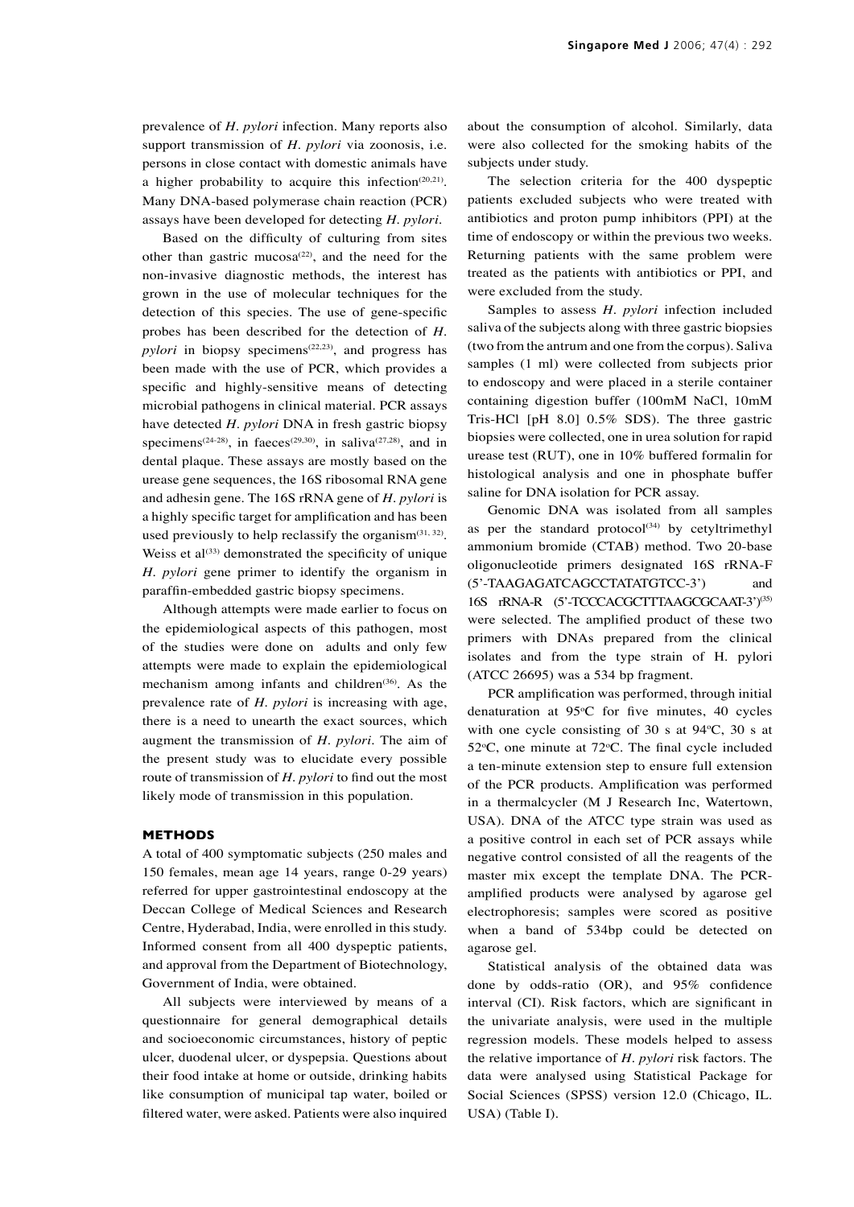prevalence of *H. pylori* infection. Many reports also support transmission of *H. pylori* via zoonosis, i.e. persons in close contact with domestic animals have a higher probability to acquire this infection[20,21]. Many DNA-based polymerase chain reaction (PCR) assays have been developed for detecting *H. pylori*.

Based on the difficulty of culturing from sites other than gastric mucosa[22], and the need for the non-invasive diagnostic methods, the interest has grown in the use of molecular techniques for the detection of this species. The use of gene-specific probes has been described for the detection of *H. pylori* in biopsy specimens[22,23], and progress has been made with the use of PCR, which provides a specific and highly-sensitive means of detecting microbial pathogens in clinical material. PCR assays have detected *H. pylori* DNA in fresh gastric biopsy specimens[24-28], in faeces[29,30], in saliva[27,28], and in dental plaque. These assays are mostly based on the urease gene sequences, the 16S ribosomal RNA gene and adhesin gene. The 16S rRNA gene of *H. pylori* is a highly specific target for amplification and has been used previously to help reclassify the organism[31, 32]. Weiss et al[33] demonstrated the specificity of unique *H. pylori* gene primer to identify the organism in paraffin-embedded gastric biopsy specimens.

Although attempts were made earlier to focus on the epidemiological aspects of this pathogen, most of the studies were done on adults and only few attempts were made to explain the epidemiological mechanism among infants and children[36]. As the prevalence rate of *H. pylori* is increasing with age, there is a need to unearth the exact sources, which augment the transmission of *H. pylori*. The aim of the present study was to elucidate every possible route of transmission of *H. pylori* to find out the most likely mode of transmission in this population.

## METHODS

A total of 400 symptomatic subjects (250 males and 150 females, mean age 14 years, range 0-29 years) referred for upper gastrointestinal endoscopy at the Deccan College of Medical Sciences and Research Centre, Hyderabad, India, were enrolled in this study. Informed consent from all 400 dyspeptic patients, and approval from the Department of Biotechnology, Government of India, were obtained.

All subjects were interviewed by means of a questionnaire for general demographical details and socioeconomic circumstances, history of peptic ulcer, duodenal ulcer, or dyspepsia. Questions about their food intake at home or outside, drinking habits like consumption of municipal tap water, boiled or filtered water, were asked. Patients were also inquired about the consumption of alcohol. Similarly, data were also collected for the smoking habits of the subjects under study.

The selection criteria for the 400 dyspeptic patients excluded subjects who were treated with antibiotics and proton pump inhibitors (PPI) at the time of endoscopy or within the previous two weeks. Returning patients with the same problem were treated as the patients with antibiotics or PPI, and were excluded from the study.

Samples to assess *H. pylori* infection included saliva of the subjects along with three gastric biopsies (two from the antrum and one from the corpus). Saliva samples (1 ml) were collected from subjects prior to endoscopy and were placed in a sterile container containing digestion buffer (100mM NaCl, 10mM Tris-HCl [pH 8.0] 0.5% SDS). The three gastric biopsies were collected, one in urea solution for rapid urease test (RUT), one in 10% buffered formalin for histological analysis and one in phosphate buffer saline for DNA isolation for PCR assay.

Genomic DNA was isolated from all samples as per the standard protocol[34] by cetyltrimethyl ammonium bromide (CTAB) method. Two 20-base oligonucleotide primers designated 16S rRNA-F (5'-TAAGAGATCAGCCTATATGTCC-3') and 16S rRNA-R (5'-TCCCACGCTTTAAGCGCAAT-3')[35] were selected. The amplified product of these two primers with DNAs prepared from the clinical isolates and from the type strain of H. pylori (ATCC 26695) was a 534 bp fragment.

PCR amplification was performed, through initial denaturation at 95°C for five minutes, 40 cycles with one cycle consisting of 30 s at 94°C, 30 s at 52°C, one minute at 72°C. The final cycle included a ten-minute extension step to ensure full extension of the PCR products. Amplification was performed in a thermalcycler (M J Research Inc, Watertown, USA). DNA of the ATCC type strain was used as a positive control in each set of PCR assays while negative control consisted of all the reagents of the master mix except the template DNA. The PCR-amplified products were analysed by agarose gel electrophoresis; samples were scored as positive when a band of 534bp could be detected on agarose gel.

Statistical analysis of the obtained data was done by odds-ratio (OR), and 95% confidence interval (CI). Risk factors, which are significant in the univariate analysis, were used in the multiple regression models. These models helped to assess the relative importance of *H. pylori* risk factors. The data were analysed using Statistical Package for Social Sciences (SPSS) version 12.0 (Chicago, IL. USA) (Table I).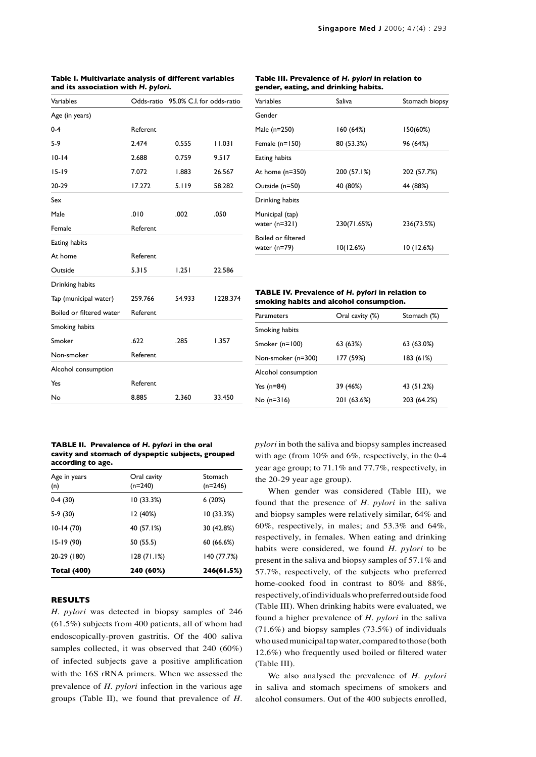**Table I. Multivariate analysis of different variables and its association with *H. pylori*.**

| Variables | Odds-ratio | 95.0% C.I. for odds-ratio | |
|---|---|---|---|
| Age (in years) | | | |
| 0-4 | Referent | | |
| 5-9 | 2.474 | 0.555 | 11.031 |
| 10-14 | 2.688 | 0.759 | 9.517 |
| 15-19 | 7.072 | 1.883 | 26.567 |
| 20-29 | 17.272 | 5.119 | 58.282 |
| Sex | | | |
| Male | .010 | .002 | .050 |
| Female | Referent | | |
| Eating habits | | | |
| At home | Referent | | |
| Outside | 5.315 | 1.251 | 22.586 |
| Drinking habits | | | |
| Tap (municipal water) | 259.766 | 54.933 | 1228.374 |
| Boiled or filtered water | Referent | | |
| Smoking habits | | | |
| Smoker | .622 | .285 | 1.357 |
| Non-smoker | Referent | | |
| Alcohol consumption | | | |
| Yes | Referent | | |
| No | 8.885 | 2.360 | 33.450 |

**Table III. Prevalence of *H. pylori* in relation to gender, eating, and drinking habits.**

| Variables | Saliva | Stomach biopsy |
|---|---|---|
| Gender | | |
| Male (n=250) | 160 (64%) | 150(60%) |
| Female (n=150) | 80 (53.3%) | 96 (64%) |
| Eating habits | | |
| At home (n=350) | 200 (57.1%) | 202 (57.7%) |
| Outside (n=50) | 40 (80%) | 44 (88%) |
| Drinking habits | | |
| Municipal (tap) water (n=321) | 230(71.65%) | 236(73.5%) |
| Boiled or filtered water (n=79) | 10(12.6%) | 10 (12.6%) |

**TABLE IV. Prevalence of *H. pylori* in relation to smoking habits and alcohol consumption.**

| Parameters | Oral cavity (%) | Stomach (%) |
|---|---|---|
| Smoking habits | | |
| Smoker (n=100) | 63 (63%) | 63 (63.0%) |
| Non-smoker (n=300) | 177 (59%) | 183 (61%) |
| Alcohol consumption | | |
| Yes (n=84) | 39 (46%) | 43 (51.2%) |
| No (n=316) | 201 (63.6%) | 203 (64.2%) |

**TABLE II. Prevalence of *H. pylori* in the oral cavity and stomach of dyspeptic subjects, grouped according to age.**

| Age in years (n) | Oral cavity (n=240) | Stomach (n=246) |
|---|---|---|
| 0-4 (30) | 10 (33.3%) | 6 (20%) |
| 5-9 (30) | 12 (40%) | 10 (33.3%) |
| 10-14 (70) | 40 (57.1%) | 30 (42.8%) |
| 15-19 (90) | 50 (55.5) | 60 (66.6%) |
| 20-29 (180) | 128 (71.1%) | 140 (77.7%) |
| **Total (400)** | **240 (60%)** | **246(61.5%)** |

## RESULTS

*H. pylori* was detected in biopsy samples of 246 (61.5%) subjects from 400 patients, all of whom had endoscopically-proven gastritis. Of the 400 saliva samples collected, it was observed that 240 (60%) of infected subjects gave a positive amplification with the 16S rRNA primers. When we assessed the prevalence of *H. pylori* infection in the various age groups (Table II), we found that prevalence of *H. pylori* in both the saliva and biopsy samples increased with age (from 10% and 6%, respectively, in the 0-4 year age group; to 71.1% and 77.7%, respectively, in the 20-29 year age group).

When gender was considered (Table III), we found that the presence of *H. pylori* in the saliva and biopsy samples were relatively similar, 64% and 60%, respectively, in males; and 53.3% and 64%, respectively, in females. When eating and drinking habits were considered, we found *H. pylori* to be present in the saliva and biopsy samples of 57.1% and 57.7%, respectively, of the subjects who preferred home-cooked food in contrast to 80% and 88%, respectively, of individuals who preferred outside food (Table III). When drinking habits were evaluated, we found a higher prevalence of *H. pylori* in the saliva (71.6%) and biopsy samples (73.5%) of individuals who used municipal tap water, compared to those (both 12.6%) who frequently used boiled or filtered water (Table III).

We also analysed the prevalence of *H. pylori* in saliva and stomach specimens of smokers and alcohol consumers. Out of the 400 subjects enrolled,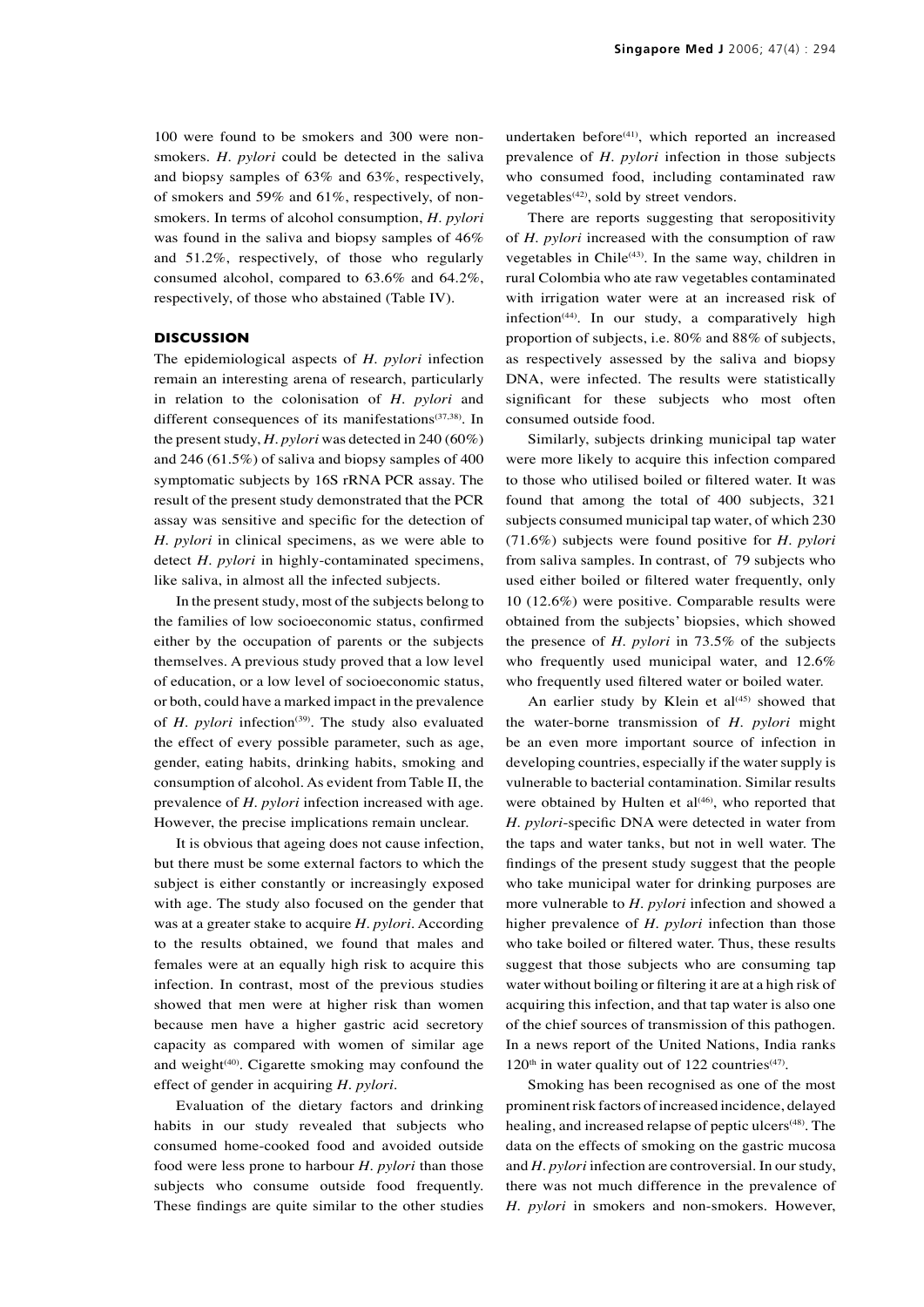100 were found to be smokers and 300 were non-smokers. *H. pylori* could be detected in the saliva and biopsy samples of 63% and 63%, respectively, of smokers and 59% and 61%, respectively, of non-smokers. In terms of alcohol consumption, *H. pylori* was found in the saliva and biopsy samples of 46% and 51.2%, respectively, of those who regularly consumed alcohol, compared to 63.6% and 64.2%, respectively, of those who abstained (Table IV).

## DISCUSSION

The epidemiological aspects of *H. pylori* infection remain an interesting arena of research, particularly in relation to the colonisation of *H. pylori* and different consequences of its manifestations[37,38]. In the present study, *H. pylori* was detected in 240 (60%) and 246 (61.5%) of saliva and biopsy samples of 400 symptomatic subjects by 16S rRNA PCR assay. The result of the present study demonstrated that the PCR assay was sensitive and specific for the detection of *H. pylori* in clinical specimens, as we were able to detect *H. pylori* in highly-contaminated specimens, like saliva, in almost all the infected subjects.

In the present study, most of the subjects belong to the families of low socioeconomic status, confirmed either by the occupation of parents or the subjects themselves. A previous study proved that a low level of education, or a low level of socioeconomic status, or both, could have a marked impact in the prevalence of *H. pylori* infection[39]. The study also evaluated the effect of every possible parameter, such as age, gender, eating habits, drinking habits, smoking and consumption of alcohol. As evident from Table II, the prevalence of *H. pylori* infection increased with age. However, the precise implications remain unclear.

It is obvious that ageing does not cause infection, but there must be some external factors to which the subject is either constantly or increasingly exposed with age. The study also focused on the gender that was at a greater stake to acquire *H. pylori*. According to the results obtained, we found that males and females were at an equally high risk to acquire this infection. In contrast, most of the previous studies showed that men were at higher risk than women because men have a higher gastric acid secretory capacity as compared with women of similar age and weight[40]. Cigarette smoking may confound the effect of gender in acquiring *H. pylori*.

Evaluation of the dietary factors and drinking habits in our study revealed that subjects who consumed home-cooked food and avoided outside food were less prone to harbour *H. pylori* than those subjects who consume outside food frequently. These findings are quite similar to the other studies undertaken before[41], which reported an increased prevalence of *H. pylori* infection in those subjects who consumed food, including contaminated raw vegetables[42], sold by street vendors.

There are reports suggesting that seropositivity of *H. pylori* increased with the consumption of raw vegetables in Chile[43]. In the same way, children in rural Colombia who ate raw vegetables contaminated with irrigation water were at an increased risk of infection[44]. In our study, a comparatively high proportion of subjects, i.e. 80% and 88% of subjects, as respectively assessed by the saliva and biopsy DNA, were infected. The results were statistically significant for these subjects who most often consumed outside food.

Similarly, subjects drinking municipal tap water were more likely to acquire this infection compared to those who utilised boiled or filtered water. It was found that among the total of 400 subjects, 321 subjects consumed municipal tap water, of which 230 (71.6%) subjects were found positive for *H. pylori* from saliva samples. In contrast, of 79 subjects who used either boiled or filtered water frequently, only 10 (12.6%) were positive. Comparable results were obtained from the subjects' biopsies, which showed the presence of *H. pylori* in 73.5% of the subjects who frequently used municipal water, and 12.6% who frequently used filtered water or boiled water.

An earlier study by Klein et al[45] showed that the water-borne transmission of *H. pylori* might be an even more important source of infection in developing countries, especially if the water supply is vulnerable to bacterial contamination. Similar results were obtained by Hulten et al[46], who reported that *H. pylori*-specific DNA were detected in water from the taps and water tanks, but not in well water. The findings of the present study suggest that the people who take municipal water for drinking purposes are more vulnerable to *H. pylori* infection and showed a higher prevalence of *H. pylori* infection than those who take boiled or filtered water. Thus, these results suggest that those subjects who are consuming tap water without boiling or filtering it are at a high risk of acquiring this infection, and that tap water is also one of the chief sources of transmission of this pathogen. In a news report of the United Nations, India ranks $120^{th}$ in water quality out of 122 countries[47].

Smoking has been recognised as one of the most prominent risk factors of increased incidence, delayed healing, and increased relapse of peptic ulcers[48]. The data on the effects of smoking on the gastric mucosa and *H. pylori* infection are controversial. In our study, there was not much difference in the prevalence of *H. pylori* in smokers and non-smokers. However,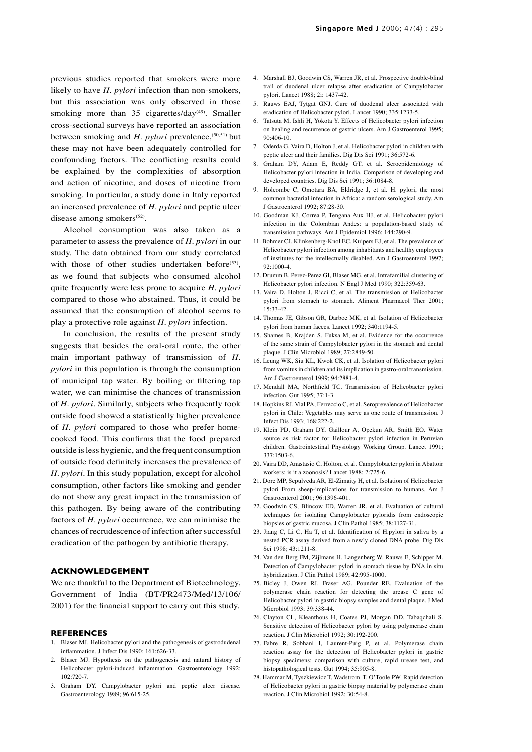previous studies reported that smokers were more likely to have *H. pylori* infection than non-smokers, but this association was only observed in those smoking more than 35 cigarettes/day[49]. Smaller cross-sectional surveys have reported an association between smoking and *H. pylori* prevalence,[50,51] but these may not have been adequately controlled for confounding factors. The conflicting results could be explained by the complexities of absorption and action of nicotine, and doses of nicotine from smoking. In particular, a study done in Italy reported an increased prevalence of *H. pylori* and peptic ulcer disease among smokers[52].

Alcohol consumption was also taken as a parameter to assess the prevalence of *H. pylori* in our study. The data obtained from our study correlated with those of other studies undertaken before[53], as we found that subjects who consumed alcohol quite frequently were less prone to acquire *H. pylori* compared to those who abstained. Thus, it could be assumed that the consumption of alcohol seems to play a protective role against *H. pylori* infection.

In conclusion, the results of the present study suggests that besides the oral-oral route, the other main important pathway of transmission of *H. pylori* in this population is through the consumption of municipal tap water. By boiling or filtering tap water, we can minimise the chances of transmission of *H. pylori*. Similarly, subjects who frequently took outside food showed a statistically higher prevalence of *H. pylori* compared to those who prefer home-cooked food. This confirms that the food prepared outside is less hygienic, and the frequent consumption of outside food definitely increases the prevalence of *H. pylori*. In this study population, except for alcohol consumption, other factors like smoking and gender do not show any great impact in the transmission of this pathogen. By being aware of the contributing factors of *H. pylori* occurrence, we can minimise the chances of recrudescence of infection after successful eradication of the pathogen by antibiotic therapy.

## ACKNOWLEDGEMENT

We are thankful to the Department of Biotechnology, Government of India (BT/PR2473/Med/13/106/2001) for the financial support to carry out this study.

## REFERENCES

1. Blaser MJ. Helicobacter pylori and the pathogenesis of gastrodudenal inflammation. J Infect Dis 1990; 161:626-33.
2. Blaser MJ. Hypothesis on the pathogenesis and natural history of Helicobacter pylori-induced inflammation. Gastroenterology 1992; 102:720-7.
3. Graham DY. Campylobacter pylori and peptic ulcer disease. Gastroenterology 1989; 96:615-25.
4. Marshall BJ, Goodwin CS, Warren JR, et al. Prospective double-blind trail of duodenal ulcer relapse after eradication of Campylobacter pylori. Lancet 1988; 2i: 1437-42.
5. Rauws EAJ, Tytgat GNJ. Cure of duodenal ulcer associated with eradication of Helicobacter pylori. Lancet 1990; 335:1233-5.
6. Tatsuta M, Ishli H, Yokota Y. Effects of Helicobacter pylori infection on healing and recurrence of gastric ulcers. Am J Gastroenterol 1995; 90:406-10.
7. Oderda G, Vaira D, Holton J, et al. Helicobacter pylori in children with peptic ulcer and their families. Dig Dis Sci 1991; 36:572-6.
8. Graham DY, Adam E, Reddy GT, et al. Seroepidemiology of Helicobacter pylori infection in India. Comparison of developing and developed countries. Dig Dis Sci 1991; 36:1084-8.
9. Holcombe C, Omotara BA, Eldridge J, et al. H. pylori, the most common bacterial infection in Africa: a random serological study. Am J Gastroenterol 1992; 87:28-30.
10. Goodman KJ, Correa P, Tengana Aux HJ, et al. Helicobacter pylori infection in the Colombian Andes: a population-based study of transmission pathways. Am J Epidemiol 1996; 144:290-9.
11. Bohmer CJ, Klinkenberg-Knol EC, Kuipers EJ, et al. The prevalence of Helicobacter pylori infection among inhabitants and healthy employees of institutes for the intellectually disabled. Am J Gastroenterol 1997; 92:1000-4.
12. Drumm B, Perez-Perez GI, Blaser MG, et al. Intrafamilial clustering of Helicobacter pylori infection. N Engl J Med 1990; 322:359-63.
13. Vaira D, Holton J, Ricci C, et al. The transmission of Helicobacter pylori from stomach to stomach. Aliment Pharmacol Ther 2001; 15:33-42.
14. Thomas JE, Gibson GR, Darboe MK, et al. Isolation of Helicobacter pylori from human faeces. Lancet 1992; 340:1194-5.
15. Shames B, Krajden S, Fuksa M, et al. Evidence for the occurrence of the same strain of Campylobacter pylori in the stomach and dental plaque. J Clin Microbiol 1989; 27:2849-50.
16. Leung WK, Siu KL, Kwok CK, et al. Isolation of Helicobacter pylori from vomitus in children and its implication in gastro-oral transmission. Am J Gastroenterol 1999; 94:2881-4.
17. Mendall MA, Northfield TC. Transmission of Helicobacter pylori infection. Gut 1995; 37:1-3.
18. Hopkins RJ, Vial PA, Ferreccio C, et al. Seroprevalence of Helicobacter pylori in Chile: Vegetables may serve as one route of transmission. J Infect Dis 1993; 168:222-2.
19. Klein PD, Graham DY, Gaillour A, Opekun AR, Smith EO. Water source as risk factor for Helicobacter pylori infection in Peruvian children. Gastrointestinal Physiology Working Group. Lancet 1991; 337:1503-6.
20. Vaira DD, Anastasio C, Holton, et al. Campylobacter pylori in Abattoir workers: is it a zoonosis? Lancet 1988; 2:725-6.
21. Dore MP, Sepulveda AR, El-Zimaity H, et al. Isolation of Helicobacter pylori From sheep-implications for transmission to humans. Am J Gastroenterol 2001; 96:1396-401.
22. Goodwin CS, Blincow ED, Warren JR, et al. Evaluation of cultural techniques for isolating Campylobacter pyloridis from endoscopic biopsies of gastric mucosa. J Clin Pathol 1985; 38:1127-31.
23. Jiang C, Li C, Ha T, et al. Identification of H.pylori in saliva by a nested PCR assay derived from a newly cloned DNA probe. Dig Dis Sci 1998; 43:1211-8.
24. Van den Berg FM, Zijlmans H, Langenberg W, Rauws E, Schipper M. Detection of Campylobacter pylori in stomach tissue by DNA in situ hybridization. J Clin Pathol 1989; 42:995-1000.
25. Bicley J, Owen RJ, Fraser AG, Pounder RE. Evaluation of the polymerase chain reaction for detecting the urease C gene of Helicobacter pylori in gastric biopsy samples and dental plaque. J Med Microbiol 1993; 39:338-44.
26. Clayton CL, Kleanthous H, Coates PJ, Morgan DD, Tabaqchali S. Sensitive detection of Helicobacter pylori by using polymerase chain reaction. J Clin Microbiol 1992; 30:192-200.
27. Fabre R, Sobhani I, Laurent-Puig P, et al. Polymerase chain reaction assay for the detection of Helicobacter pylori in gastric biopsy specimens: comparison with culture, rapid urease test, and histopathological tests. Gut 1994; 35:905-8.
28. Hammar M, Tyszkiewicz T, Wadstrom T, O'Toole PW. Rapid detection of Helicobacter pylori in gastric biopsy material by polymerase chain reaction. J Clin Microbiol 1992; 30:54-8.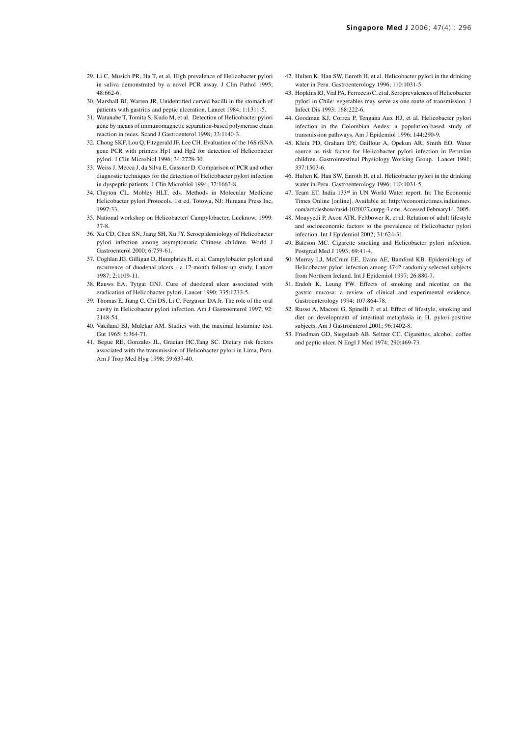29. Li C, Musich PR, Ha T, et al. High prevalence of Helicobacter pylori in saliva demonstrated by a novel PCR assay. J Clin Pathol 1995; 48:662-6.
30. Marshall BJ, Warren JR. Unidentified curved bacilli in the stomach of patients with gastritis and peptic ulceration. Lancet 1984; 1:1311-5.
31. Watanabe T, Tomita S, Kudo M, et al. Detection of Helicobacter pylori gene by means of immunomagnetic separation-based polymerase chain reaction in feces. Scand J Gastroenterol 1998; 33:1140-3.
32. Chong SKF, Lou Q, Fitzgerald JF, Lee CH. Evaluation of the 16S rRNA gene PCR with primers Hp1 and Hp2 for detection of Helicobacter pylori. J Clin Microbiol 1996; 34:2728-30.
33. Weiss J, Mecca J, da Silva E, Gassner D. Comparison of PCR and other diagnostic techniques for the detection of Helicobacter pylori infection in dyspeptic patients. J Clin Microbiol 1994; 32:1663-8.
34. Clayton CL, Mobley HLT, eds. Methods in Molecular Medicine Helicobacter pylori Protocols. 1st ed. Totowa, NJ: Humana Press Inc, 1997:33.
35. National workshop on Helicobacter/ Campylobacter, Lucknow, 1999: 37-8.
36. Xu CD, Chen SN, Jiang SH, Xu JY. Seroepidemiology of Helicobacter pylori infection among asymptomatic Chinese children. World J Gastroenterol 2000; 6:759-61.
37. Coghlan JG, Gilligan D, Humphries H, et al. Campylobacter pylori and recurrence of duodenal ulcers - a 12-month follow-up study. Lancet 1987; 2:1109-11.
38. Rauws EA, Tytgat GNJ. Cure of duodenal ulcer associated with eradication of Helicobacter pylori. Lancet 1990; 335:1233-5.
39. Thomas E, Jiang C, Chi DS, Li C, Fergusan DA Jr. The role of the oral cavity in Helicobacter pylori infection. Am J Gastroenterol 1997; 92: 2148-54.
40. Vakiland BJ, Mulekar AM. Studies with the maximal histamine test. Gut 1965; 6:364-71.
41. Begue RE, Gonzales JL, Gracian HC,Tang SC. Dietary risk factors associated with the transmission of Helicobacter pylori in Lima, Peru. Am J Trop Med Hyg 1998; 59:637-40.
42. Hulten K, Han SW, Enroth H, et al. Helicobacter pylori in the drinking water in Peru. Gastroenterology 1996; 110:1031-5.
43. Hopkins RJ, Vial PA, Ferreccio C, et al. Seroprevalences of Helicobacter pylori in Chile: vegetables may serve as one route of transmission. J Infect Dis 1993; 168:222-6.
44. Goodman KJ, Correa P, Tengana Aux HJ, et al. Helicobacter pylori infection in the Colombian Andes: a population-based study of transmission pathways. Am J Epidemiol 1996; 144:290-9.
45. Klein PD, Graham DY, Gaillour A, Opekun AR, Smith EO. Water source as risk factor for Helicobacter pylori infection in Peruvian children. Gastrointestinal Physiology Working Group. Lancet 1991; 337:1503-6.
46. Hulten K, Han SW, Enroth H, et al. Helicobacter pylori in the drinking water in Peru. Gastroenterology 1996; 110:1031-5.
47. Team ET. India 133rd in UN World Water report. In: The Economic Times Online [online]. Available at: http://economictimes.indiatimes.com/articleshow/msid-1020027,curpg-3.cms. Accessed February14, 2005.
48. Moayyedi P, Axon ATR, Feltbower R, et al. Relation of adult lifestyle and socioeconomic factors to the prevalence of Helicobacter pylori infection. Int J Epidemiol 2002; 31:624-31.
49. Bateson MC. Cigarette smoking and Helicobacter pylori infection. Postgrad Med J 1993; 69:41-4.
50. Murray LJ, McCrum EE, Evans AE, Bamford KB. Epidemiology of Helicobacter pylori infection among 4742 randomly selected subjects from Northern Ireland. Int J Epidemiol 1997; 26:880-7.
51. Endoh K, Leung FW. Effects of smoking and nicotine on the gastric mucosa: a review of clinical and experimental evidence. Gastroenterology 1994; 107:864-78.
52. Russo A, Maconi G, Spinelli P, et al. Effect of lifestyle, smoking and diet on development of intestinal metaplasia in H. pylori-positive subjects. Am J Gastroenterol 2001; 96:1402-8.
53. Friedman GD, Siegelaub AB, Seltzer CC. Cigarettes, alcohol, coffee and peptic ulcer. N Engl J Med 1974; 290:469-73.